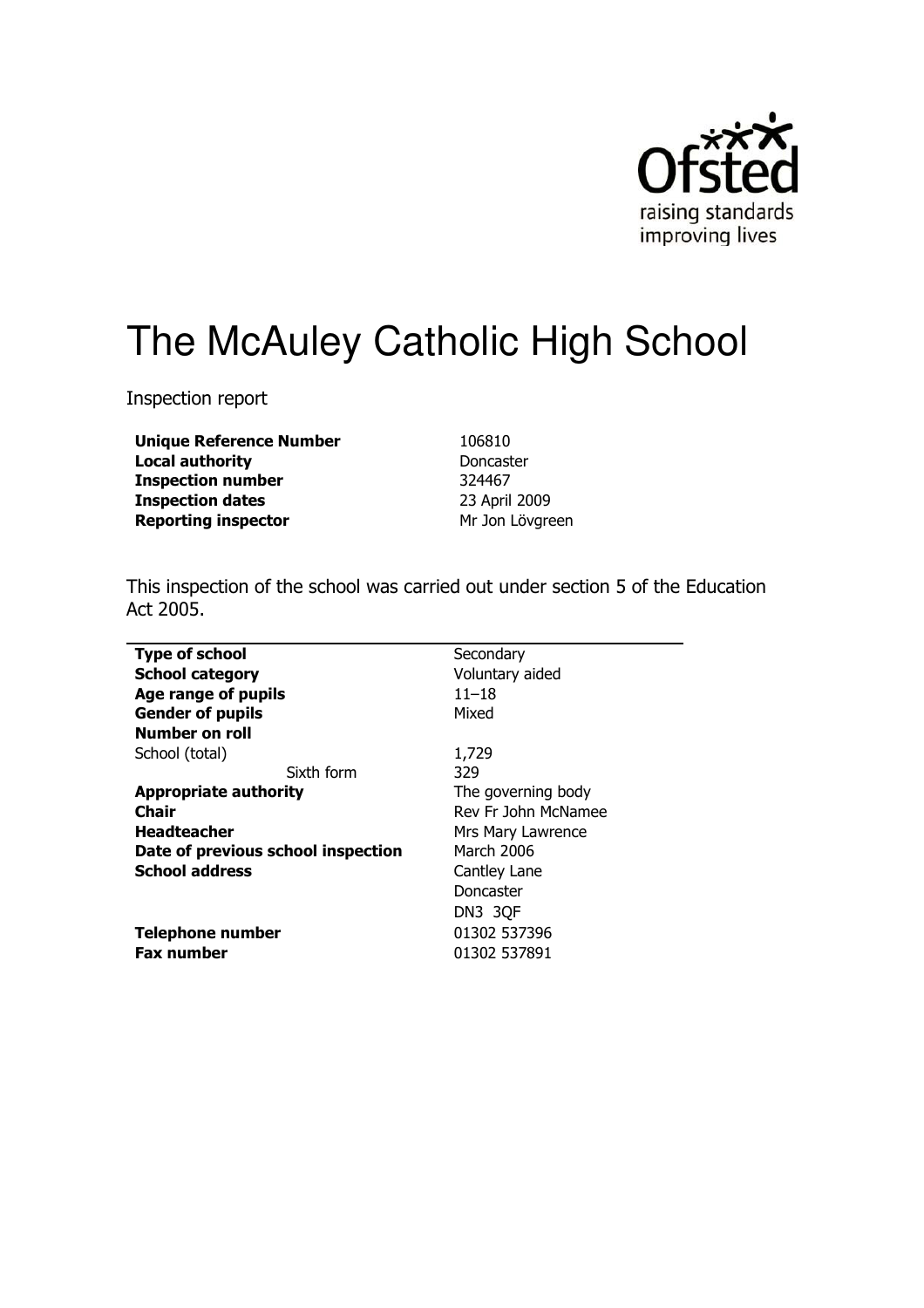# The McAuley Catholic High School

Inspection report

| | |
|---|---|
| **Unique Reference Number** | 106810 |
| **Local authority** | Doncaster |
| **Inspection number** | 324467 |
| **Inspection dates** | 23 April 2009 |
| **Reporting inspector** | Mr Jon Lövgreen |

This inspection of the school was carried out under section 5 of the Education Act 2005.

| | |
|---|---|
| **Type of school** | Secondary |
| **School category** | Voluntary aided |
| **Age range of pupils** | 11–18 |
| **Gender of pupils** | Mixed |
| **Number on roll** | |
| School (total) | 1,729 |
| Sixth form | 329 |
| **Appropriate authority** | The governing body |
| **Chair** | Rev Fr John McNamee |
| **Headteacher** | Mrs Mary Lawrence |
| **Date of previous school inspection** | March 2006 |
| **School address** | Cantley Lane<br>Doncaster<br>DN3 3QF |
| **Telephone number** | 01302 537396 |
| **Fax number** | 01302 537891 |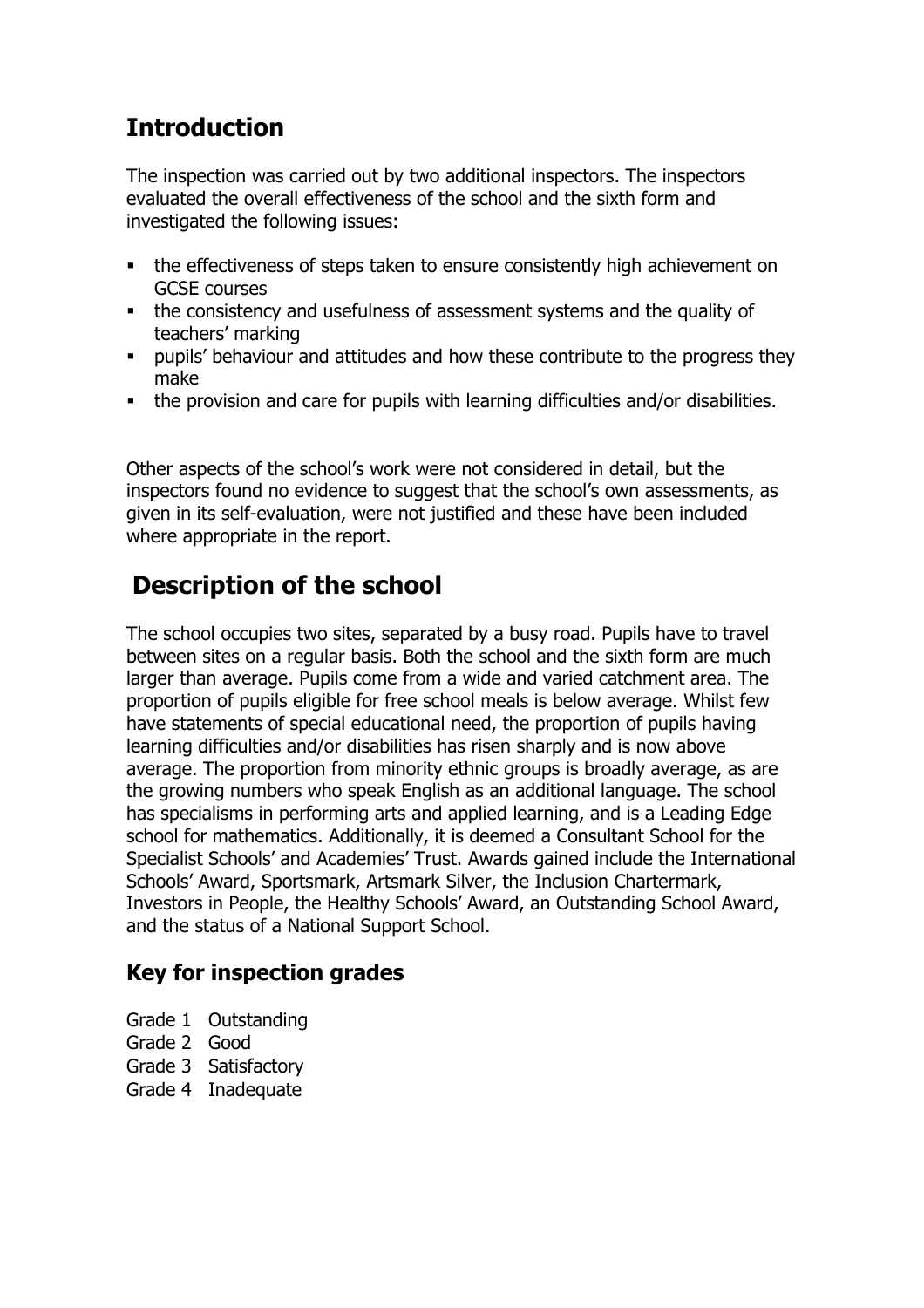## Introduction

The inspection was carried out by two additional inspectors. The inspectors evaluated the overall effectiveness of the school and the sixth form and investigated the following issues:

- the effectiveness of steps taken to ensure consistently high achievement on GCSE courses
- the consistency and usefulness of assessment systems and the quality of teachers' marking
- pupils' behaviour and attitudes and how these contribute to the progress they make
- the provision and care for pupils with learning difficulties and/or disabilities.

Other aspects of the school's work were not considered in detail, but the inspectors found no evidence to suggest that the school's own assessments, as given in its self-evaluation, were not justified and these have been included where appropriate in the report.

## Description of the school

The school occupies two sites, separated by a busy road. Pupils have to travel between sites on a regular basis. Both the school and the sixth form are much larger than average. Pupils come from a wide and varied catchment area. The proportion of pupils eligible for free school meals is below average. Whilst few have statements of special educational need, the proportion of pupils having learning difficulties and/or disabilities has risen sharply and is now above average. The proportion from minority ethnic groups is broadly average, as are the growing numbers who speak English as an additional language. The school has specialisms in performing arts and applied learning, and is a Leading Edge school for mathematics. Additionally, it is deemed a Consultant School for the Specialist Schools' and Academies' Trust. Awards gained include the International Schools' Award, Sportsmark, Artsmark Silver, the Inclusion Chartermark, Investors in People, the Healthy Schools' Award, an Outstanding School Award, and the status of a National Support School.

### Key for inspection grades

Grade 1 Outstanding
Grade 2 Good
Grade 3 Satisfactory
Grade 4 Inadequate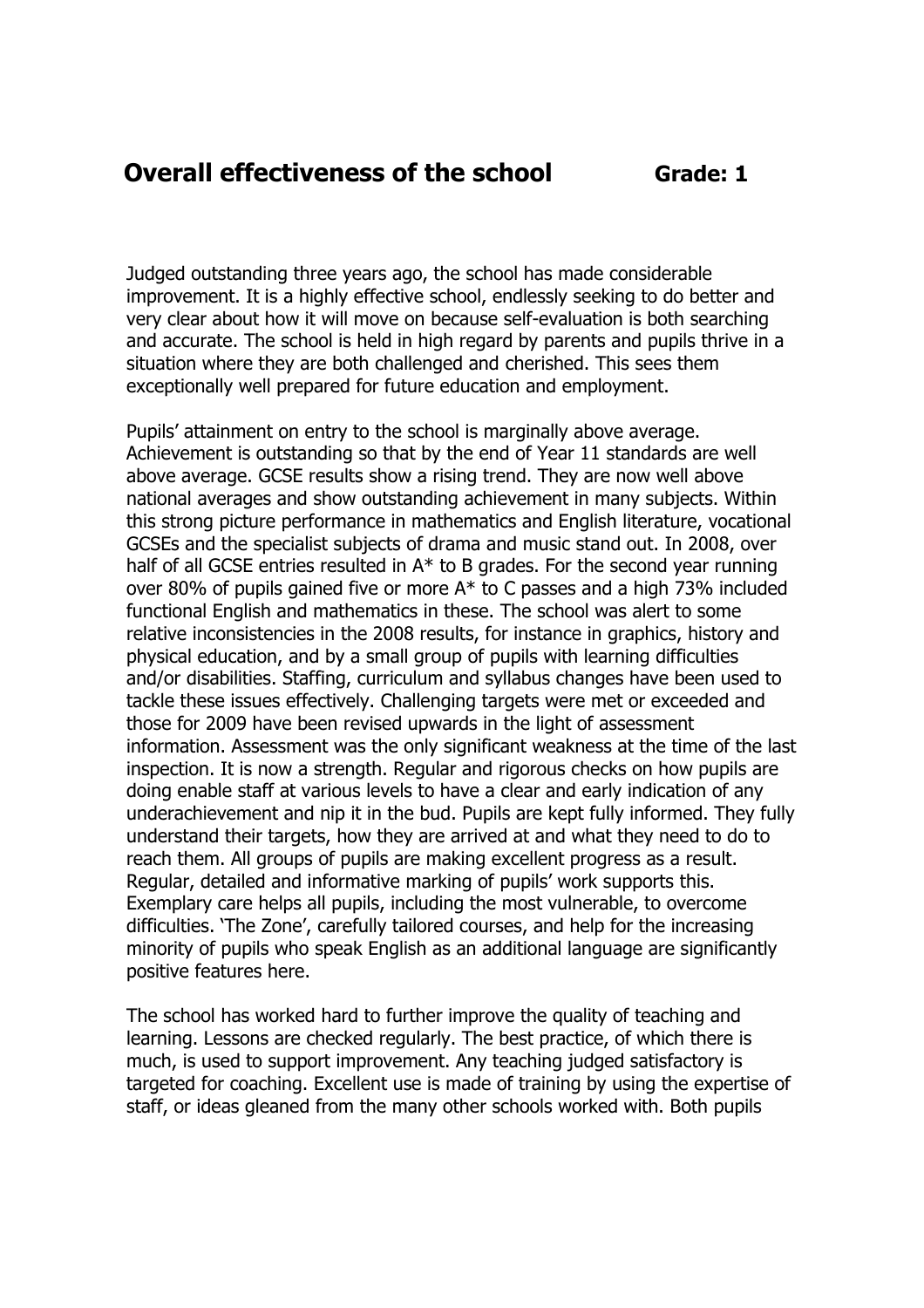## Overall effectiveness of the school **Grade: 1**

Judged outstanding three years ago, the school has made considerable improvement. It is a highly effective school, endlessly seeking to do better and very clear about how it will move on because self-evaluation is both searching and accurate. The school is held in high regard by parents and pupils thrive in a situation where they are both challenged and cherished. This sees them exceptionally well prepared for future education and employment.

Pupils' attainment on entry to the school is marginally above average. Achievement is outstanding so that by the end of Year 11 standards are well above average. GCSE results show a rising trend. They are now well above national averages and show outstanding achievement in many subjects. Within this strong picture performance in mathematics and English literature, vocational GCSEs and the specialist subjects of drama and music stand out. In 2008, over half of all GCSE entries resulted in A* to B grades. For the second year running over 80% of pupils gained five or more A* to C passes and a high 73% included functional English and mathematics in these. The school was alert to some relative inconsistencies in the 2008 results, for instance in graphics, history and physical education, and by a small group of pupils with learning difficulties and/or disabilities. Staffing, curriculum and syllabus changes have been used to tackle these issues effectively. Challenging targets were met or exceeded and those for 2009 have been revised upwards in the light of assessment information. Assessment was the only significant weakness at the time of the last inspection. It is now a strength. Regular and rigorous checks on how pupils are doing enable staff at various levels to have a clear and early indication of any underachievement and nip it in the bud. Pupils are kept fully informed. They fully understand their targets, how they are arrived at and what they need to do to reach them. All groups of pupils are making excellent progress as a result. Regular, detailed and informative marking of pupils' work supports this. Exemplary care helps all pupils, including the most vulnerable, to overcome difficulties. 'The Zone', carefully tailored courses, and help for the increasing minority of pupils who speak English as an additional language are significantly positive features here.

The school has worked hard to further improve the quality of teaching and learning. Lessons are checked regularly. The best practice, of which there is much, is used to support improvement. Any teaching judged satisfactory is targeted for coaching. Excellent use is made of training by using the expertise of staff, or ideas gleaned from the many other schools worked with. Both pupils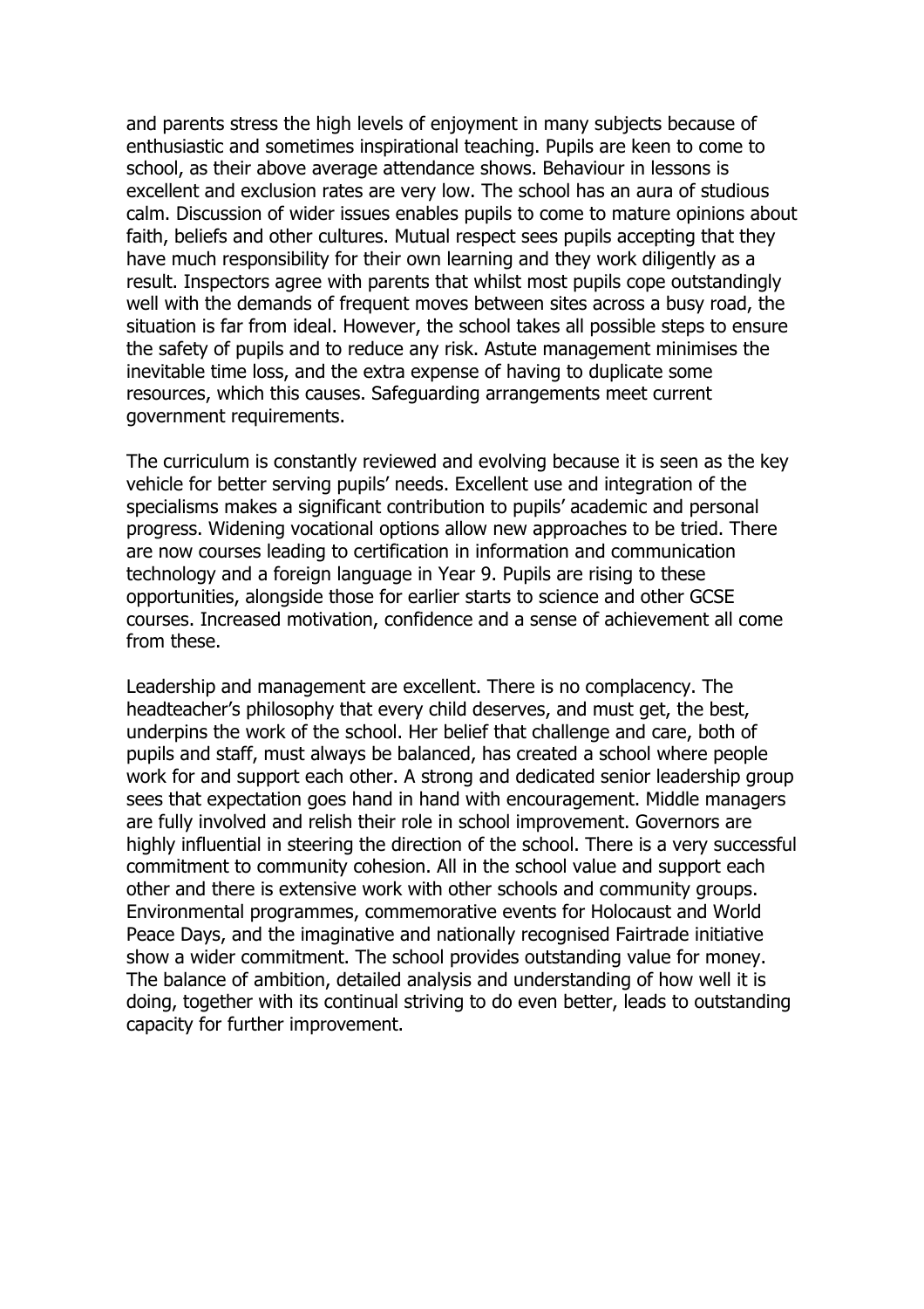and parents stress the high levels of enjoyment in many subjects because of enthusiastic and sometimes inspirational teaching. Pupils are keen to come to school, as their above average attendance shows. Behaviour in lessons is excellent and exclusion rates are very low. The school has an aura of studious calm. Discussion of wider issues enables pupils to come to mature opinions about faith, beliefs and other cultures. Mutual respect sees pupils accepting that they have much responsibility for their own learning and they work diligently as a result. Inspectors agree with parents that whilst most pupils cope outstandingly well with the demands of frequent moves between sites across a busy road, the situation is far from ideal. However, the school takes all possible steps to ensure the safety of pupils and to reduce any risk. Astute management minimises the inevitable time loss, and the extra expense of having to duplicate some resources, which this causes. Safeguarding arrangements meet current government requirements.

The curriculum is constantly reviewed and evolving because it is seen as the key vehicle for better serving pupils' needs. Excellent use and integration of the specialisms makes a significant contribution to pupils' academic and personal progress. Widening vocational options allow new approaches to be tried. There are now courses leading to certification in information and communication technology and a foreign language in Year 9. Pupils are rising to these opportunities, alongside those for earlier starts to science and other GCSE courses. Increased motivation, confidence and a sense of achievement all come from these.

Leadership and management are excellent. There is no complacency. The headteacher's philosophy that every child deserves, and must get, the best, underpins the work of the school. Her belief that challenge and care, both of pupils and staff, must always be balanced, has created a school where people work for and support each other. A strong and dedicated senior leadership group sees that expectation goes hand in hand with encouragement. Middle managers are fully involved and relish their role in school improvement. Governors are highly influential in steering the direction of the school. There is a very successful commitment to community cohesion. All in the school value and support each other and there is extensive work with other schools and community groups. Environmental programmes, commemorative events for Holocaust and World Peace Days, and the imaginative and nationally recognised Fairtrade initiative show a wider commitment. The school provides outstanding value for money. The balance of ambition, detailed analysis and understanding of how well it is doing, together with its continual striving to do even better, leads to outstanding capacity for further improvement.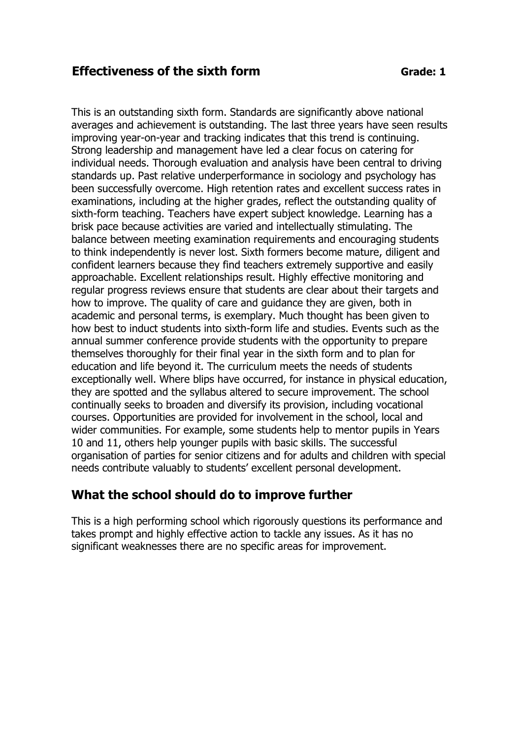## Effectiveness of the sixth form **Grade: 1**

This is an outstanding sixth form. Standards are significantly above national averages and achievement is outstanding. The last three years have seen results improving year-on-year and tracking indicates that this trend is continuing. Strong leadership and management have led a clear focus on catering for individual needs. Thorough evaluation and analysis have been central to driving standards up. Past relative underperformance in sociology and psychology has been successfully overcome. High retention rates and excellent success rates in examinations, including at the higher grades, reflect the outstanding quality of sixth-form teaching. Teachers have expert subject knowledge. Learning has a brisk pace because activities are varied and intellectually stimulating. The balance between meeting examination requirements and encouraging students to think independently is never lost. Sixth formers become mature, diligent and confident learners because they find teachers extremely supportive and easily approachable. Excellent relationships result. Highly effective monitoring and regular progress reviews ensure that students are clear about their targets and how to improve. The quality of care and guidance they are given, both in academic and personal terms, is exemplary. Much thought has been given to how best to induct students into sixth-form life and studies. Events such as the annual summer conference provide students with the opportunity to prepare themselves thoroughly for their final year in the sixth form and to plan for education and life beyond it. The curriculum meets the needs of students exceptionally well. Where blips have occurred, for instance in physical education, they are spotted and the syllabus altered to secure improvement. The school continually seeks to broaden and diversify its provision, including vocational courses. Opportunities are provided for involvement in the school, local and wider communities. For example, some students help to mentor pupils in Years 10 and 11, others help younger pupils with basic skills. The successful organisation of parties for senior citizens and for adults and children with special needs contribute valuably to students' excellent personal development.

## What the school should do to improve further

This is a high performing school which rigorously questions its performance and takes prompt and highly effective action to tackle any issues. As it has no significant weaknesses there are no specific areas for improvement.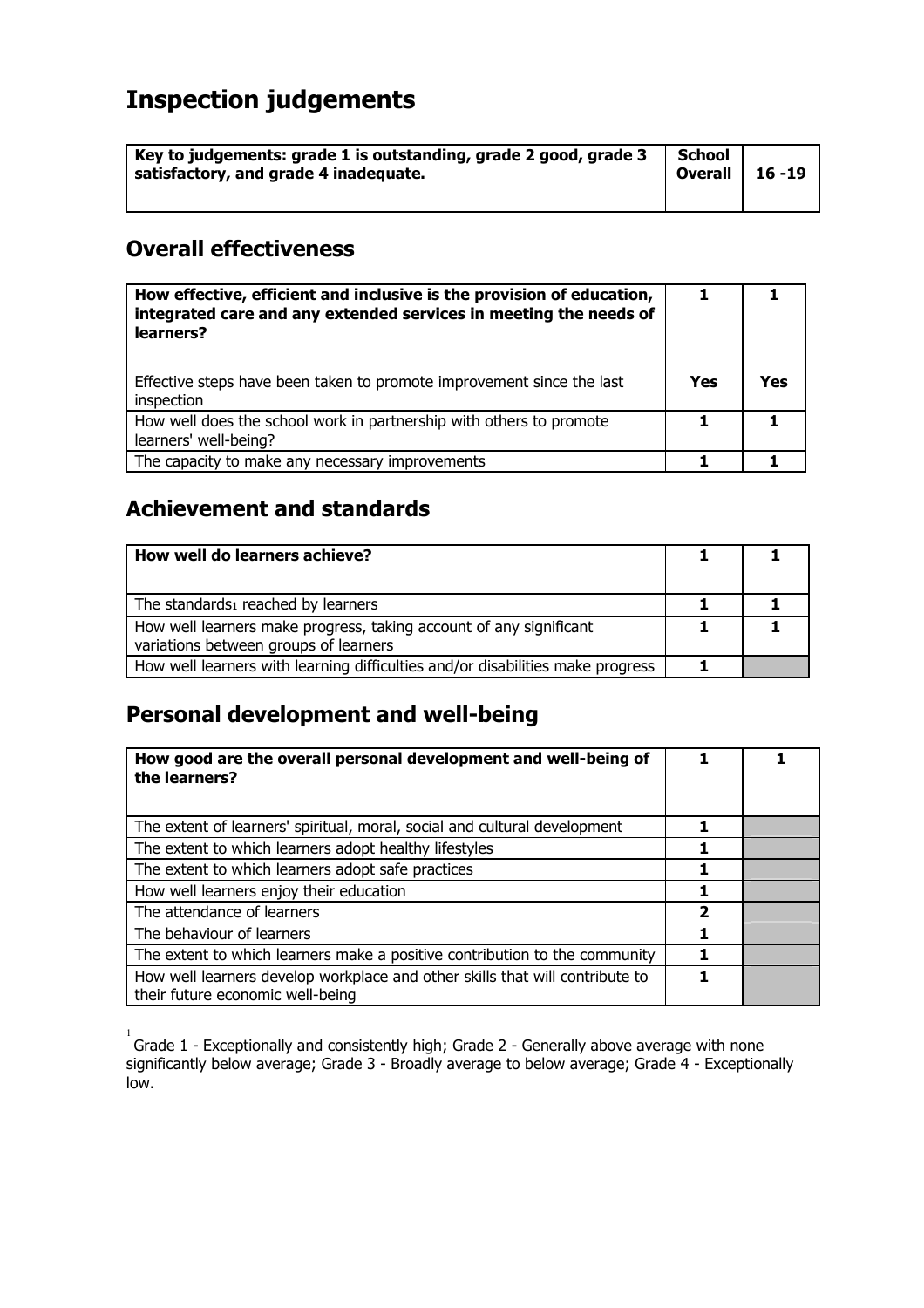# Inspection judgements

| Key to judgements: grade 1 is outstanding, grade 2 good, grade 3 satisfactory, and grade 4 inadequate. | School Overall | 16 -19 |
|---|---|---|

## Overall effectiveness

| How effective, efficient and inclusive is the provision of education, integrated care and any extended services in meeting the needs of learners? | 1 | 1 |
|---|---|---|
| Effective steps have been taken to promote improvement since the last inspection | Yes | Yes |
| How well does the school work in partnership with others to promote learners' well-being? | 1 | 1 |
| The capacity to make any necessary improvements | 1 | 1 |

## Achievement and standards

| How well do learners achieve? | 1 | 1 |
|---|---|---|
| The standards[1] reached by learners | 1 | 1 |
| How well learners make progress, taking account of any significant variations between groups of learners | 1 | 1 |
| How well learners with learning difficulties and/or disabilities make progress | 1 | |

## Personal development and well-being

| How good are the overall personal development and well-being of the learners? | 1 | 1 |
|---|---|---|
| The extent of learners' spiritual, moral, social and cultural development | 1 | |
| The extent to which learners adopt healthy lifestyles | 1 | |
| The extent to which learners adopt safe practices | 1 | |
| How well learners enjoy their education | 1 | |
| The attendance of learners | 2 | |
| The behaviour of learners | 1 | |
| The extent to which learners make a positive contribution to the community | 1 | |
| How well learners develop workplace and other skills that will contribute to their future economic well-being | 1 | |

[1] Grade 1 - Exceptionally and consistently high; Grade 2 - Generally above average with none significantly below average; Grade 3 - Broadly average to below average; Grade 4 - Exceptionally low.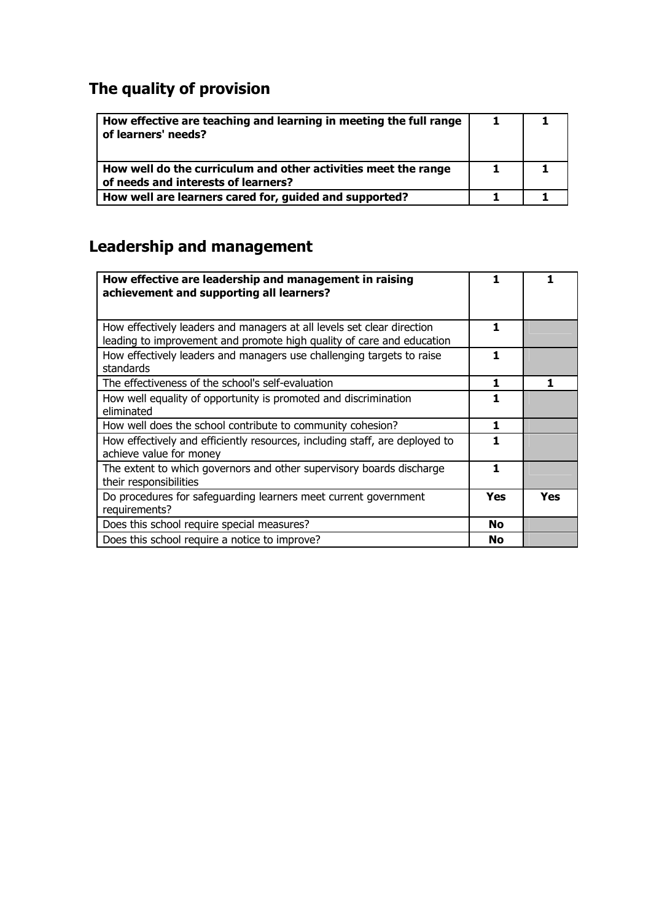## The quality of provision

| | | |
|---|---|---|
| **How effective are teaching and learning in meeting the full range of learners' needs?** | **1** | **1** |
| **How well do the curriculum and other activities meet the range of needs and interests of learners?** | **1** | **1** |
| **How well are learners cared for, guided and supported?** | **1** | **1** |

## Leadership and management

| | | |
|---|---|---|
| **How effective are leadership and management in raising achievement and supporting all learners?** | **1** | **1** |
| How effectively leaders and managers at all levels set clear direction leading to improvement and promote high quality of care and education | **1** | |
| How effectively leaders and managers use challenging targets to raise standards | **1** | |
| The effectiveness of the school's self-evaluation | **1** | **1** |
| How well equality of opportunity is promoted and discrimination eliminated | **1** | |
| How well does the school contribute to community cohesion? | **1** | |
| How effectively and efficiently resources, including staff, are deployed to achieve value for money | **1** | |
| The extent to which governors and other supervisory boards discharge their responsibilities | **1** | |
| Do procedures for safeguarding learners meet current government requirements? | **Yes** | **Yes** |
| Does this school require special measures? | **No** | |
| Does this school require a notice to improve? | **No** | |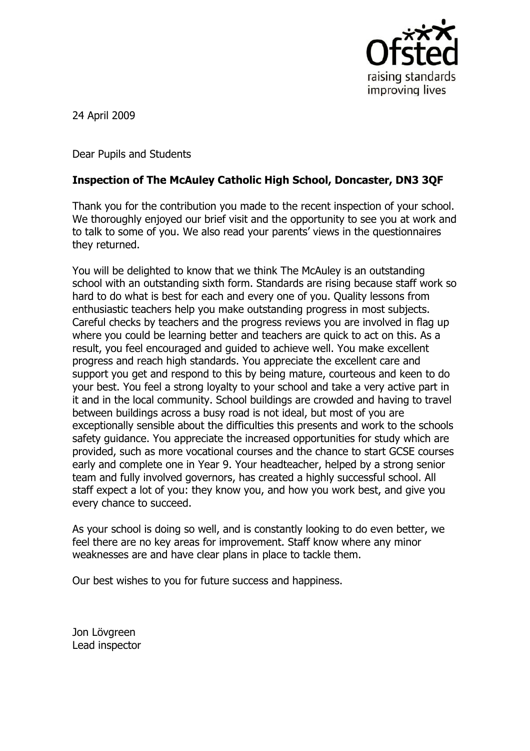24 April 2009

Dear Pupils and Students

**Inspection of The McAuley Catholic High School, Doncaster, DN3 3QF**

Thank you for the contribution you made to the recent inspection of your school. We thoroughly enjoyed our brief visit and the opportunity to see you at work and to talk to some of you. We also read your parents' views in the questionnaires they returned.

You will be delighted to know that we think The McAuley is an outstanding school with an outstanding sixth form. Standards are rising because staff work so hard to do what is best for each and every one of you. Quality lessons from enthusiastic teachers help you make outstanding progress in most subjects. Careful checks by teachers and the progress reviews you are involved in flag up where you could be learning better and teachers are quick to act on this. As a result, you feel encouraged and guided to achieve well. You make excellent progress and reach high standards. You appreciate the excellent care and support you get and respond to this by being mature, courteous and keen to do your best. You feel a strong loyalty to your school and take a very active part in it and in the local community. School buildings are crowded and having to travel between buildings across a busy road is not ideal, but most of you are exceptionally sensible about the difficulties this presents and work to the schools safety guidance. You appreciate the increased opportunities for study which are provided, such as more vocational courses and the chance to start GCSE courses early and complete one in Year 9. Your headteacher, helped by a strong senior team and fully involved governors, has created a highly successful school. All staff expect a lot of you: they know you, and how you work best, and give you every chance to succeed.

As your school is doing so well, and is constantly looking to do even better, we feel there are no key areas for improvement. Staff know where any minor weaknesses are and have clear plans in place to tackle them.

Our best wishes to you for future success and happiness.

Jon Lövgreen
Lead inspector